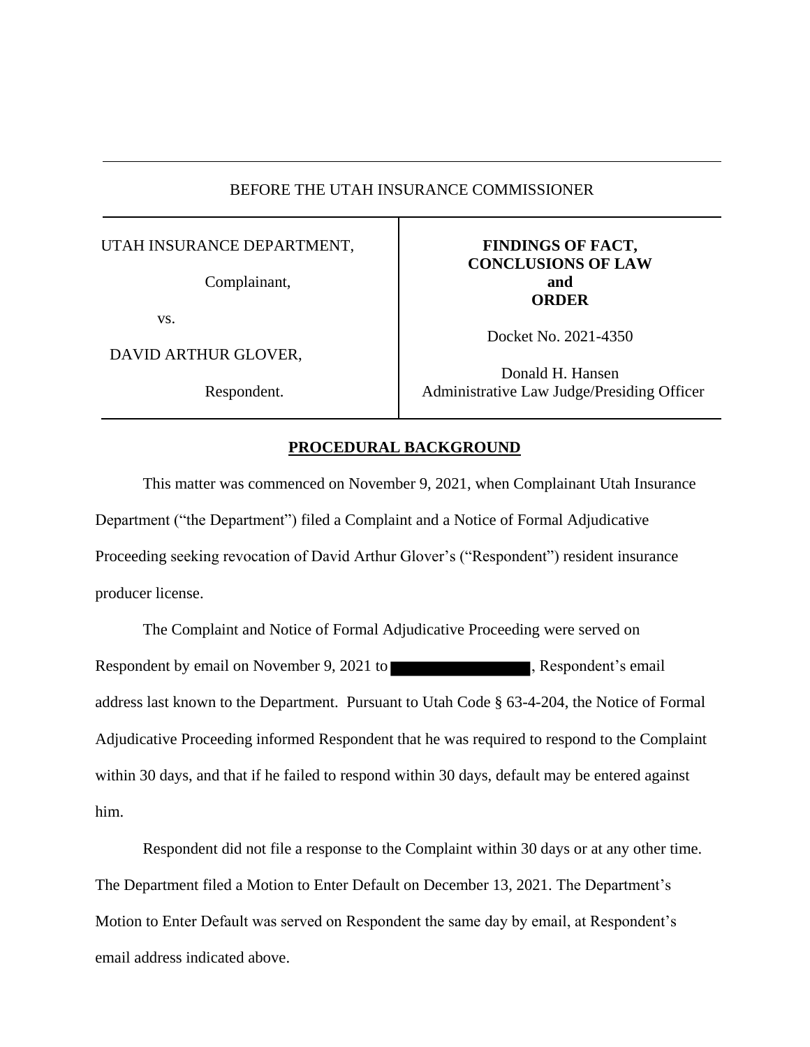BEFORE THE UTAH INSURANCE COMMISSIONER

| UTAH INSURANCE DEPARTMENT,<br><br>Complainant,<br><br>vs.<br><br>DAVID ARTHUR GLOVER,<br><br>Respondent. | **FINDINGS OF FACT, CONCLUSIONS OF LAW and ORDER**<br><br>Docket No. 2021-4350<br><br>Donald H. Hansen<br>Administrative Law Judge/Presiding Officer |
|---|---|

## PROCEDURAL BACKGROUND

This matter was commenced on November 9, 2021, when Complainant Utah Insurance Department ("the Department") filed a Complaint and a Notice of Formal Adjudicative Proceeding seeking revocation of David Arthur Glover's ("Respondent") resident insurance producer license.

The Complaint and Notice of Formal Adjudicative Proceeding were served on Respondent by email on November 9, 2021 to [REDACTED], Respondent's email address last known to the Department. Pursuant to Utah Code § 63-4-204, the Notice of Formal Adjudicative Proceeding informed Respondent that he was required to respond to the Complaint within 30 days, and that if he failed to respond within 30 days, default may be entered against him.

Respondent did not file a response to the Complaint within 30 days or at any other time. The Department filed a Motion to Enter Default on December 13, 2021. The Department's Motion to Enter Default was served on Respondent the same day by email, at Respondent's email address indicated above.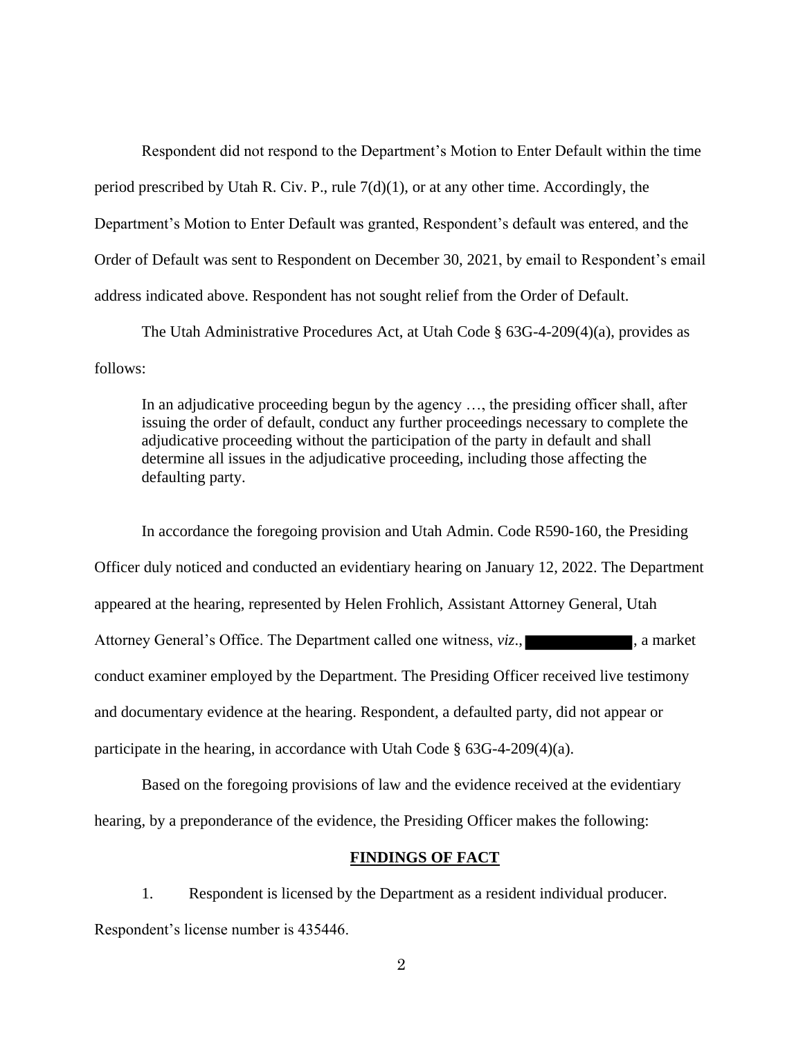Respondent did not respond to the Department's Motion to Enter Default within the time period prescribed by Utah R. Civ. P., rule 7(d)(1), or at any other time. Accordingly, the Department's Motion to Enter Default was granted, Respondent's default was entered, and the Order of Default was sent to Respondent on December 30, 2021, by email to Respondent's email address indicated above. Respondent has not sought relief from the Order of Default.

The Utah Administrative Procedures Act, at Utah Code § 63G-4-209(4)(a), provides as follows:

> In an adjudicative proceeding begun by the agency …, the presiding officer shall, after issuing the order of default, conduct any further proceedings necessary to complete the adjudicative proceeding without the participation of the party in default and shall determine all issues in the adjudicative proceeding, including those affecting the defaulting party.

In accordance the foregoing provision and Utah Admin. Code R590-160, the Presiding Officer duly noticed and conducted an evidentiary hearing on January 12, 2022. The Department appeared at the hearing, represented by Helen Frohlich, Assistant Attorney General, Utah Attorney General's Office. The Department called one witness, *viz*., [REDACTED], a market conduct examiner employed by the Department. The Presiding Officer received live testimony and documentary evidence at the hearing. Respondent, a defaulted party, did not appear or participate in the hearing, in accordance with Utah Code § 63G-4-209(4)(a).

Based on the foregoing provisions of law and the evidence received at the evidentiary hearing, by a preponderance of the evidence, the Presiding Officer makes the following:

## FINDINGS OF FACT

1. Respondent is licensed by the Department as a resident individual producer. Respondent's license number is 435446.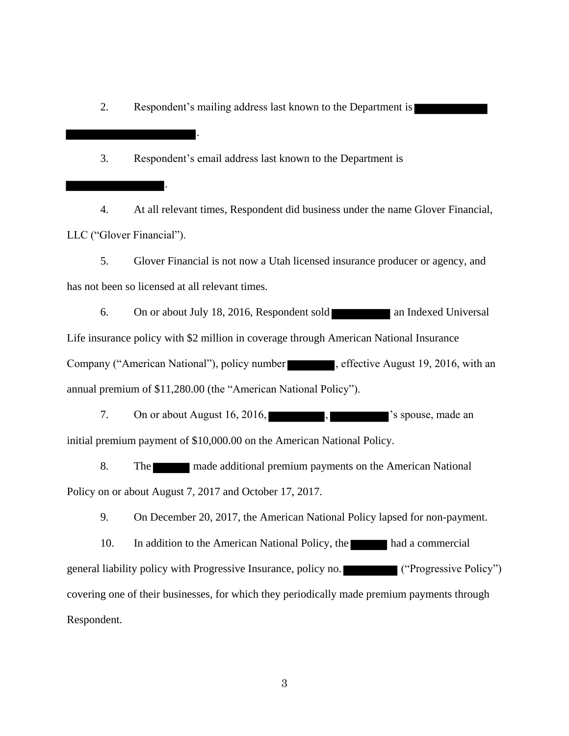2. Respondent's mailing address last known to the Department is ████████ ████████.

3. Respondent's email address last known to the Department is ████████.

4. At all relevant times, Respondent did business under the name Glover Financial, LLC ("Glover Financial").

5. Glover Financial is not now a Utah licensed insurance producer or agency, and has not been so licensed at all relevant times.

6. On or about July 18, 2016, Respondent sold ████████ an Indexed Universal Life insurance policy with $2 million in coverage through American National Insurance Company ("American National"), policy number ████████, effective August 19, 2016, with an annual premium of $11,280.00 (the "American National Policy").

7. On or about August 16, 2016, ████████, ████████'s spouse, made an initial premium payment of $10,000.00 on the American National Policy.

8. The ████████ made additional premium payments on the American National Policy on or about August 7, 2017 and October 17, 2017.

9. On December 20, 2017, the American National Policy lapsed for non-payment.

10. In addition to the American National Policy, the ████████ had a commercial general liability policy with Progressive Insurance, policy no. ████████ ("Progressive Policy") covering one of their businesses, for which they periodically made premium payments through Respondent.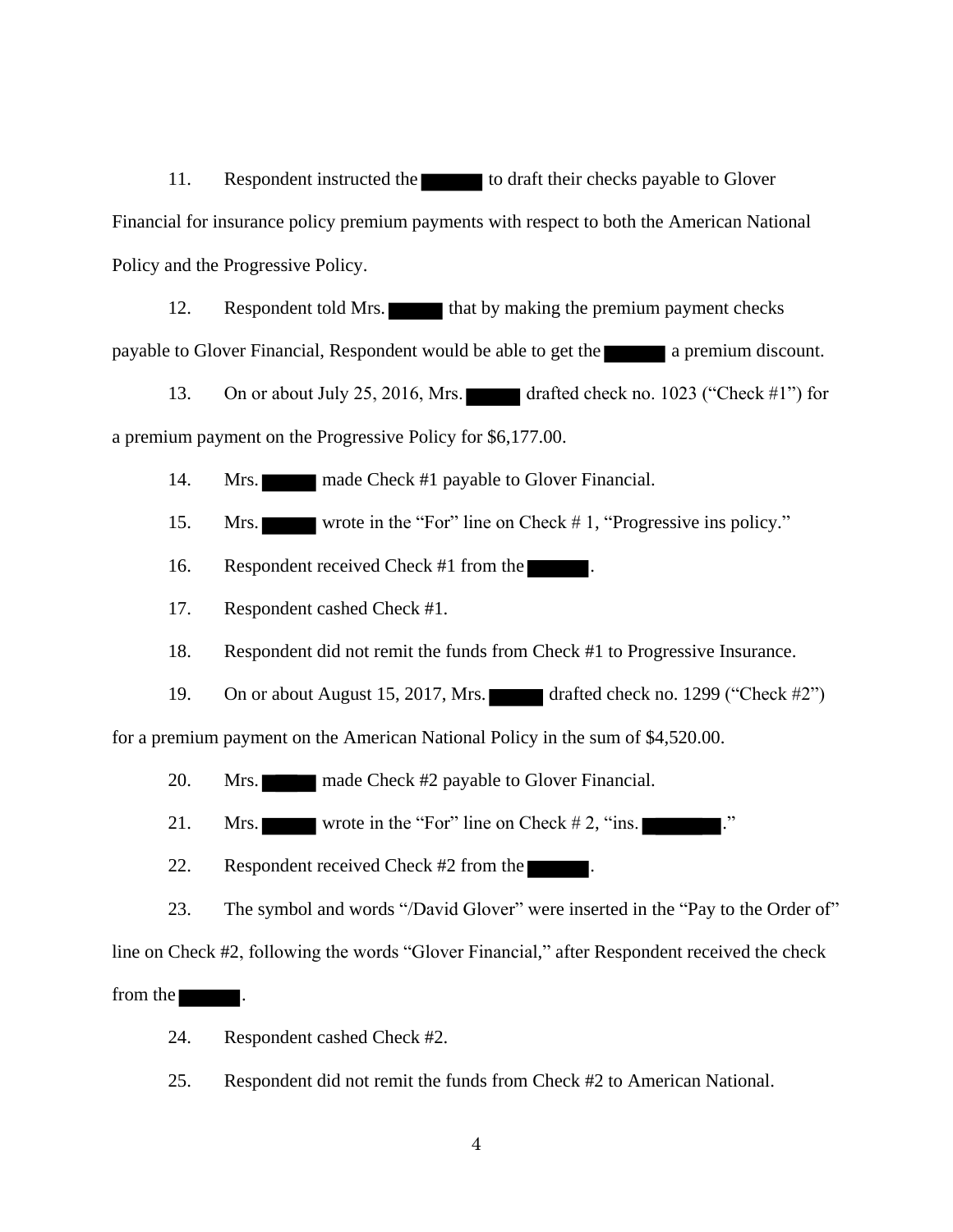11. Respondent instructed the ██████ to draft their checks payable to Glover Financial for insurance policy premium payments with respect to both the American National Policy and the Progressive Policy.

12. Respondent told Mrs. ██████ that by making the premium payment checks payable to Glover Financial, Respondent would be able to get the ██████ a premium discount.

13. On or about July 25, 2016, Mrs. ██████ drafted check no. 1023 ("Check #1") for a premium payment on the Progressive Policy for $6,177.00.

14. Mrs. ██████ made Check #1 payable to Glover Financial.

15. Mrs. ██████ wrote in the "For" line on Check # 1, "Progressive ins policy."

16. Respondent received Check #1 from the ██████.

17. Respondent cashed Check #1.

18. Respondent did not remit the funds from Check #1 to Progressive Insurance.

19. On or about August 15, 2017, Mrs. ██████ drafted check no. 1299 ("Check #2") for a premium payment on the American National Policy in the sum of $4,520.00.

20. Mrs. ██████ made Check #2 payable to Glover Financial.

21. Mrs. ██████ wrote in the "For" line on Check # 2, "ins. ██████."

22. Respondent received Check #2 from the ██████.

23. The symbol and words "/David Glover" were inserted in the "Pay to the Order of" line on Check #2, following the words "Glover Financial," after Respondent received the check from the ██████.

24. Respondent cashed Check #2.

25. Respondent did not remit the funds from Check #2 to American National.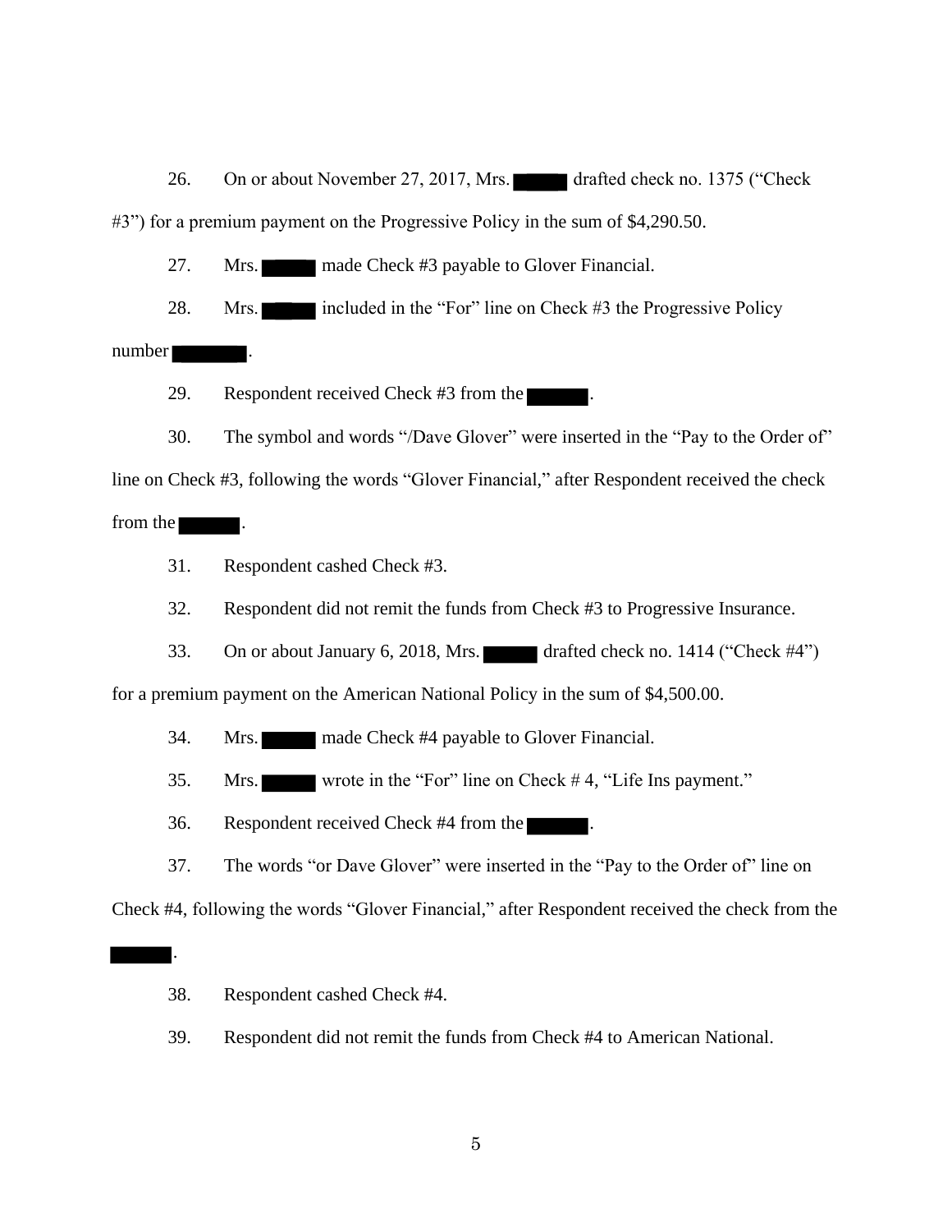26. On or about November 27, 2017, Mrs. ██████ drafted check no. 1375 ("Check #3") for a premium payment on the Progressive Policy in the sum of $4,290.50.

27. Mrs. ██████ made Check #3 payable to Glover Financial.

28. Mrs. ██████ included in the "For" line on Check #3 the Progressive Policy number ████████.

29. Respondent received Check #3 from the ██████.

30. The symbol and words "/Dave Glover" were inserted in the "Pay to the Order of" line on Check #3, following the words "Glover Financial," after Respondent received the check from the ██████.

31. Respondent cashed Check #3.

32. Respondent did not remit the funds from Check #3 to Progressive Insurance.

33. On or about January 6, 2018, Mrs. ██████ drafted check no. 1414 ("Check #4") for a premium payment on the American National Policy in the sum of $4,500.00.

34. Mrs. ██████ made Check #4 payable to Glover Financial.

35. Mrs. ██████ wrote in the "For" line on Check # 4, "Life Ins payment."

36. Respondent received Check #4 from the ██████.

37. The words "or Dave Glover" were inserted in the "Pay to the Order of" line on Check #4, following the words "Glover Financial," after Respondent received the check from the ██████.

38. Respondent cashed Check #4.

39. Respondent did not remit the funds from Check #4 to American National.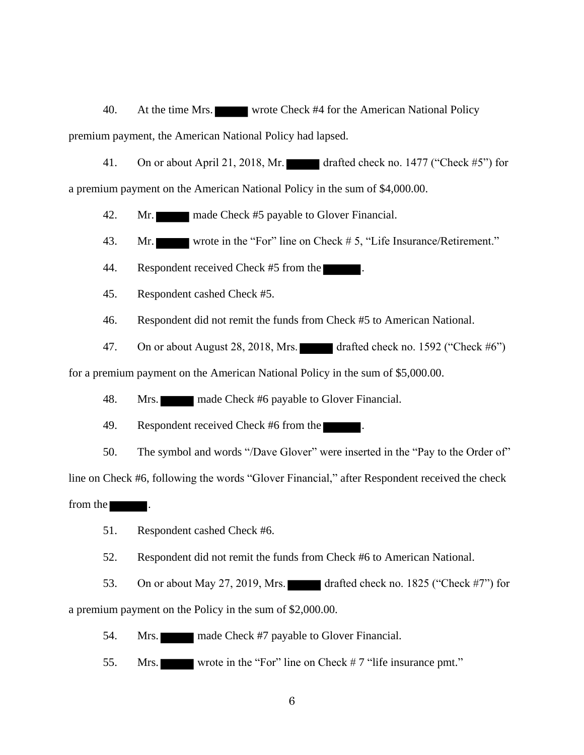40. At the time Mrs. ██████ wrote Check #4 for the American National Policy premium payment, the American National Policy had lapsed.

41. On or about April 21, 2018, Mr. ██████ drafted check no. 1477 ("Check #5") for a premium payment on the American National Policy in the sum of $4,000.00.

42. Mr. ██████ made Check #5 payable to Glover Financial.

43. Mr. ██████ wrote in the "For" line on Check # 5, "Life Insurance/Retirement."

44. Respondent received Check #5 from the ██████.

45. Respondent cashed Check #5.

46. Respondent did not remit the funds from Check #5 to American National.

47. On or about August 28, 2018, Mrs. ██████ drafted check no. 1592 ("Check #6") for a premium payment on the American National Policy in the sum of $5,000.00.

48. Mrs. ██████ made Check #6 payable to Glover Financial.

49. Respondent received Check #6 from the ██████.

50. The symbol and words "/Dave Glover" were inserted in the "Pay to the Order of" line on Check #6, following the words "Glover Financial," after Respondent received the check from the ██████.

51. Respondent cashed Check #6.

52. Respondent did not remit the funds from Check #6 to American National.

53. On or about May 27, 2019, Mrs. ██████ drafted check no. 1825 ("Check #7") for a premium payment on the Policy in the sum of $2,000.00.

54. Mrs. ██████ made Check #7 payable to Glover Financial.

55. Mrs. ██████ wrote in the "For" line on Check # 7 "life insurance pmt."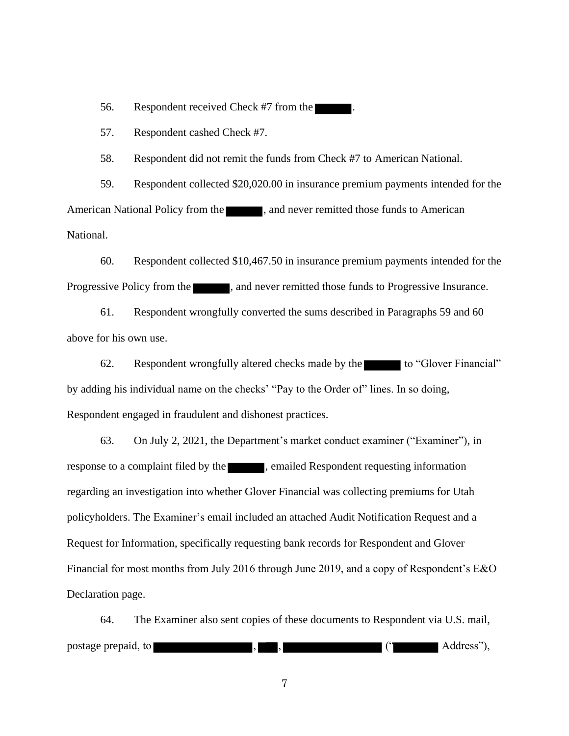56. Respondent received Check #7 from the ███.

57. Respondent cashed Check #7.

58. Respondent did not remit the funds from Check #7 to American National.

59. Respondent collected $20,020.00 in insurance premium payments intended for the American National Policy from the ███, and never remitted those funds to American National.

60. Respondent collected $10,467.50 in insurance premium payments intended for the Progressive Policy from the ███, and never remitted those funds to Progressive Insurance.

61. Respondent wrongfully converted the sums described in Paragraphs 59 and 60 above for his own use.

62. Respondent wrongfully altered checks made by the ███ to "Glover Financial" by adding his individual name on the checks' "Pay to the Order of" lines. In so doing, Respondent engaged in fraudulent and dishonest practices.

63. On July 2, 2021, the Department's market conduct examiner ("Examiner"), in response to a complaint filed by the ███, emailed Respondent requesting information regarding an investigation into whether Glover Financial was collecting premiums for Utah policyholders. The Examiner's email included an attached Audit Notification Request and a Request for Information, specifically requesting bank records for Respondent and Glover Financial for most months from July 2016 through June 2019, and a copy of Respondent's E&O Declaration page.

64. The Examiner also sent copies of these documents to Respondent via U.S. mail, postage prepaid, to ███, ███, ███ ("███ Address"),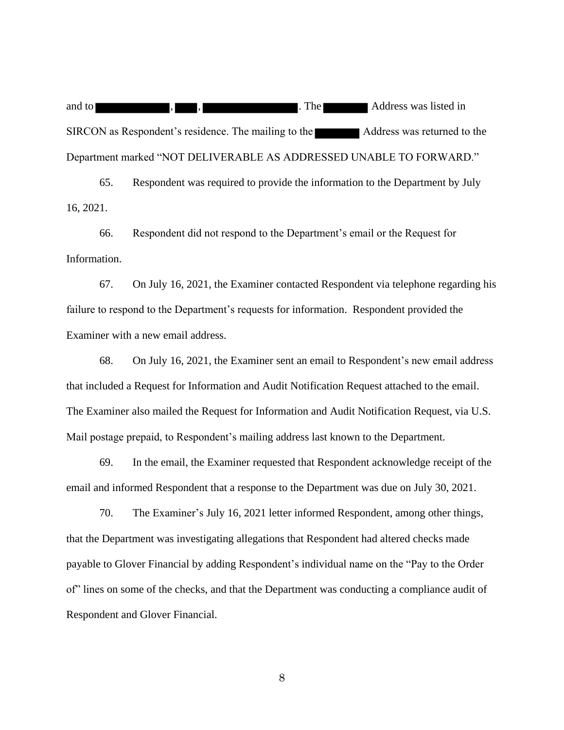and to ██████████, ███, ██████████████. The ███████ Address was listed in SIRCON as Respondent's residence. The mailing to the ███████ Address was returned to the Department marked "NOT DELIVERABLE AS ADDRESSED UNABLE TO FORWARD."

65. Respondent was required to provide the information to the Department by July 16, 2021.

66. Respondent did not respond to the Department's email or the Request for Information.

67. On July 16, 2021, the Examiner contacted Respondent via telephone regarding his failure to respond to the Department's requests for information. Respondent provided the Examiner with a new email address.

68. On July 16, 2021, the Examiner sent an email to Respondent's new email address that included a Request for Information and Audit Notification Request attached to the email. The Examiner also mailed the Request for Information and Audit Notification Request, via U.S. Mail postage prepaid, to Respondent's mailing address last known to the Department.

69. In the email, the Examiner requested that Respondent acknowledge receipt of the email and informed Respondent that a response to the Department was due on July 30, 2021.

70. The Examiner's July 16, 2021 letter informed Respondent, among other things, that the Department was investigating allegations that Respondent had altered checks made payable to Glover Financial by adding Respondent's individual name on the "Pay to the Order of" lines on some of the checks, and that the Department was conducting a compliance audit of Respondent and Glover Financial.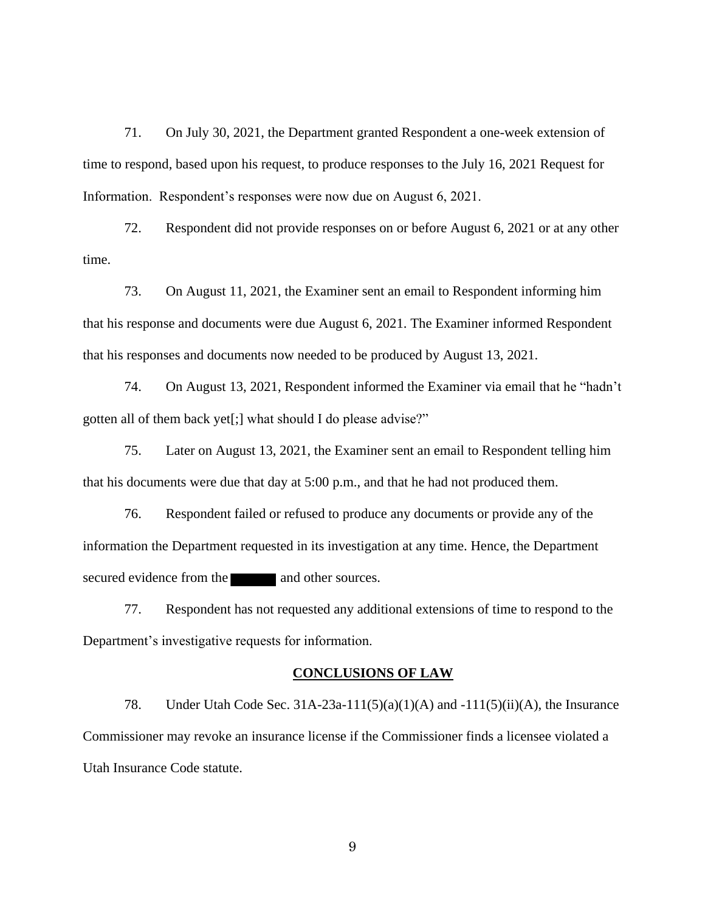71. On July 30, 2021, the Department granted Respondent a one-week extension of time to respond, based upon his request, to produce responses to the July 16, 2021 Request for Information. Respondent's responses were now due on August 6, 2021.

72. Respondent did not provide responses on or before August 6, 2021 or at any other time.

73. On August 11, 2021, the Examiner sent an email to Respondent informing him that his response and documents were due August 6, 2021. The Examiner informed Respondent that his responses and documents now needed to be produced by August 13, 2021.

74. On August 13, 2021, Respondent informed the Examiner via email that he "hadn't gotten all of them back yet[;] what should I do please advise?"

75. Later on August 13, 2021, the Examiner sent an email to Respondent telling him that his documents were due that day at 5:00 p.m., and that he had not produced them.

76. Respondent failed or refused to produce any documents or provide any of the information the Department requested in its investigation at any time. Hence, the Department secured evidence from the ██████ and other sources.

77. Respondent has not requested any additional extensions of time to respond to the Department's investigative requests for information.

## CONCLUSIONS OF LAW

78. Under Utah Code Sec. 31A-23a-111(5)(a)(1)(A) and -111(5)(ii)(A), the Insurance Commissioner may revoke an insurance license if the Commissioner finds a licensee violated a Utah Insurance Code statute.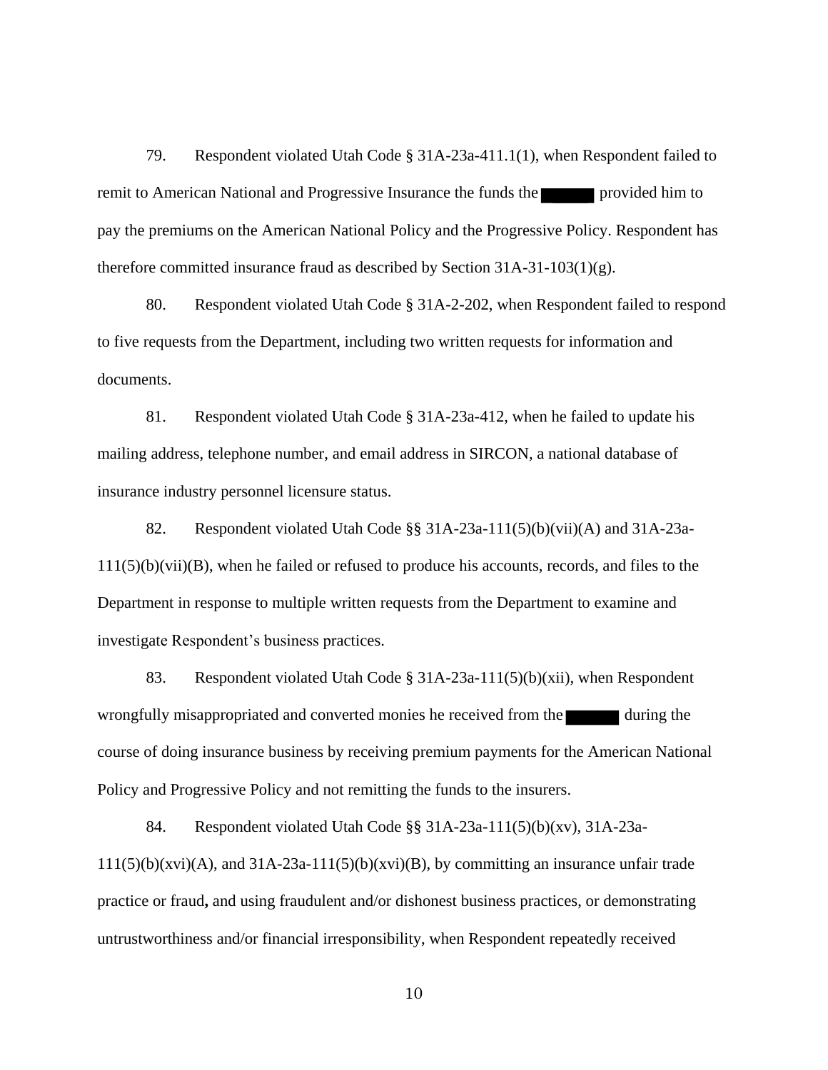79. Respondent violated Utah Code § 31A-23a-411.1(1), when Respondent failed to remit to American National and Progressive Insurance the funds the ██████ provided him to pay the premiums on the American National Policy and the Progressive Policy. Respondent has therefore committed insurance fraud as described by Section 31A-31-103(1)(g).

80. Respondent violated Utah Code § 31A-2-202, when Respondent failed to respond to five requests from the Department, including two written requests for information and documents.

81. Respondent violated Utah Code § 31A-23a-412, when he failed to update his mailing address, telephone number, and email address in SIRCON, a national database of insurance industry personnel licensure status.

82. Respondent violated Utah Code §§ 31A-23a-111(5)(b)(vii)(A) and 31A-23a-111(5)(b)(vii)(B), when he failed or refused to produce his accounts, records, and files to the Department in response to multiple written requests from the Department to examine and investigate Respondent's business practices.

83. Respondent violated Utah Code § 31A-23a-111(5)(b)(xii), when Respondent wrongfully misappropriated and converted monies he received from the ██████ during the course of doing insurance business by receiving premium payments for the American National Policy and Progressive Policy and not remitting the funds to the insurers.

84. Respondent violated Utah Code §§ 31A-23a-111(5)(b)(xv), 31A-23a-111(5)(b)(xvi)(A), and 31A-23a-111(5)(b)(xvi)(B), by committing an insurance unfair trade practice or fraud**,** and using fraudulent and/or dishonest business practices, or demonstrating untrustworthiness and/or financial irresponsibility, when Respondent repeatedly received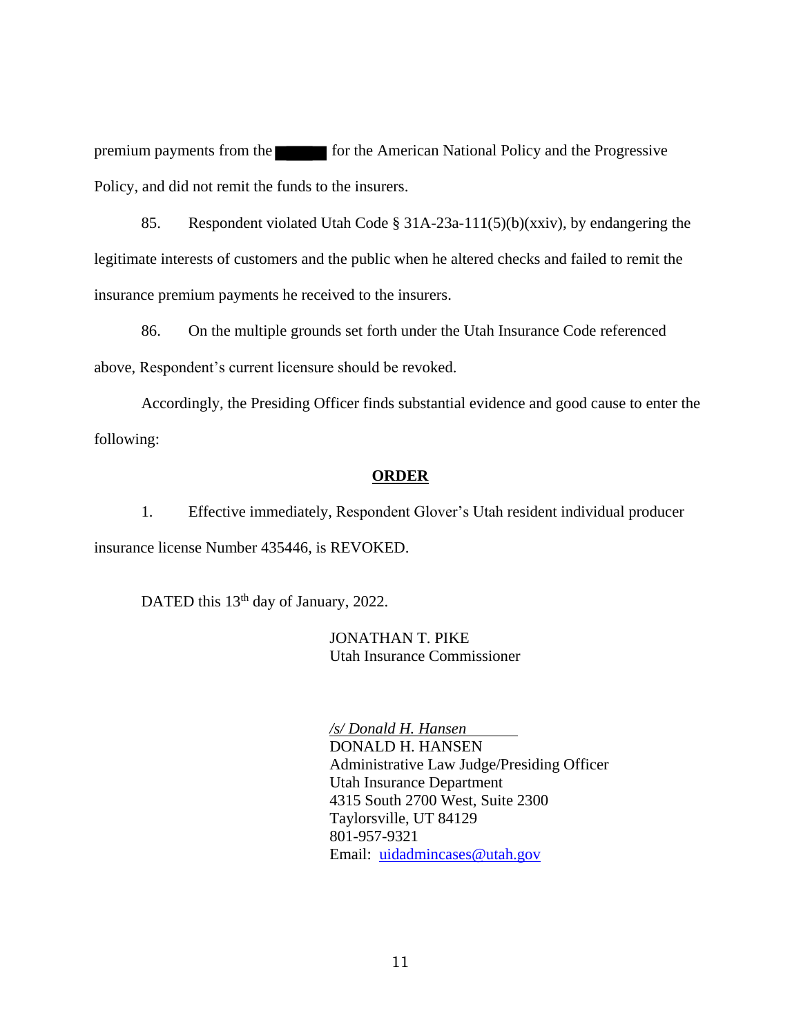premium payments from the ████ for the American National Policy and the Progressive Policy, and did not remit the funds to the insurers.

85. Respondent violated Utah Code § 31A-23a-111(5)(b)(xxiv), by endangering the legitimate interests of customers and the public when he altered checks and failed to remit the insurance premium payments he received to the insurers.

86. On the multiple grounds set forth under the Utah Insurance Code referenced above, Respondent's current licensure should be revoked.

Accordingly, the Presiding Officer finds substantial evidence and good cause to enter the following:

**ORDER**

1. Effective immediately, Respondent Glover's Utah resident individual producer insurance license Number 435446, is REVOKED.

DATED this 13th day of January, 2022.

JONATHAN T. PIKE
Utah Insurance Commissioner

*/s/ Donald H. Hansen*
DONALD H. HANSEN
Administrative Law Judge/Presiding Officer
Utah Insurance Department
4315 South 2700 West, Suite 2300
Taylorsville, UT 84129
801-957-9321
Email: uidadmincases@utah.gov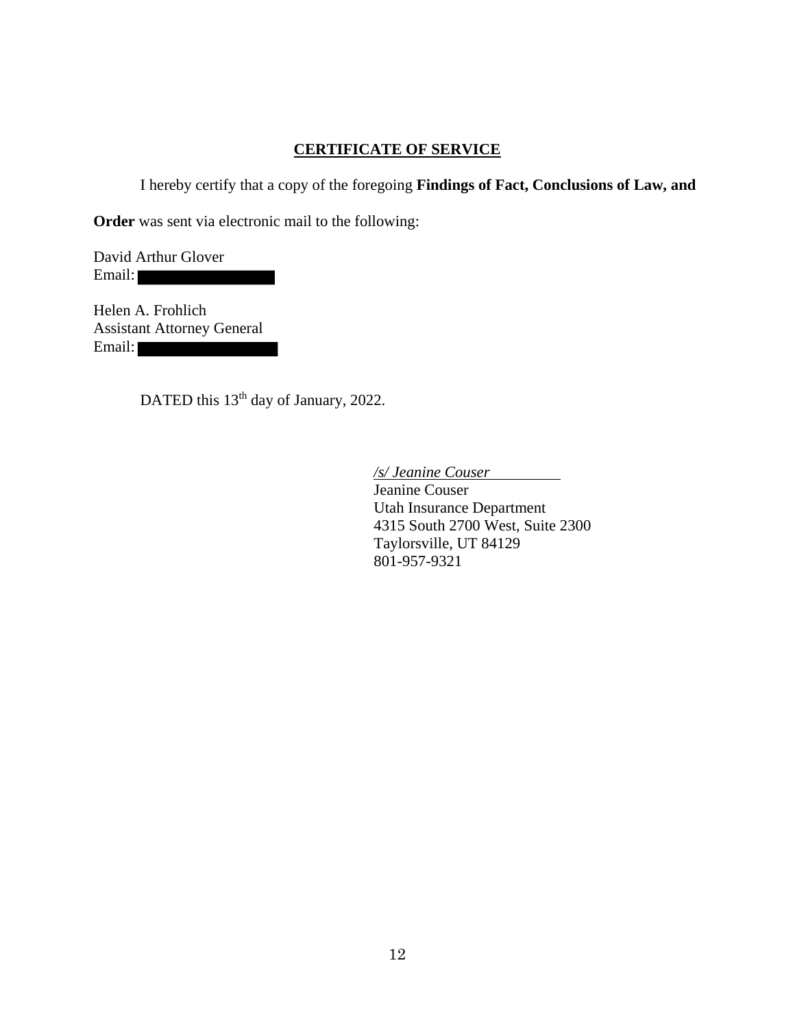## CERTIFICATE OF SERVICE

I hereby certify that a copy of the foregoing **Findings of Fact, Conclusions of Law, and Order** was sent via electronic mail to the following:

David Arthur Glover
Email: 

Helen A. Frohlich
Assistant Attorney General
Email: 

DATED this 13th day of January, 2022.

*/s/ Jeanine Couser*
Jeanine Couser
Utah Insurance Department
4315 South 2700 West, Suite 2300
Taylorsville, UT 84129
801-957-9321